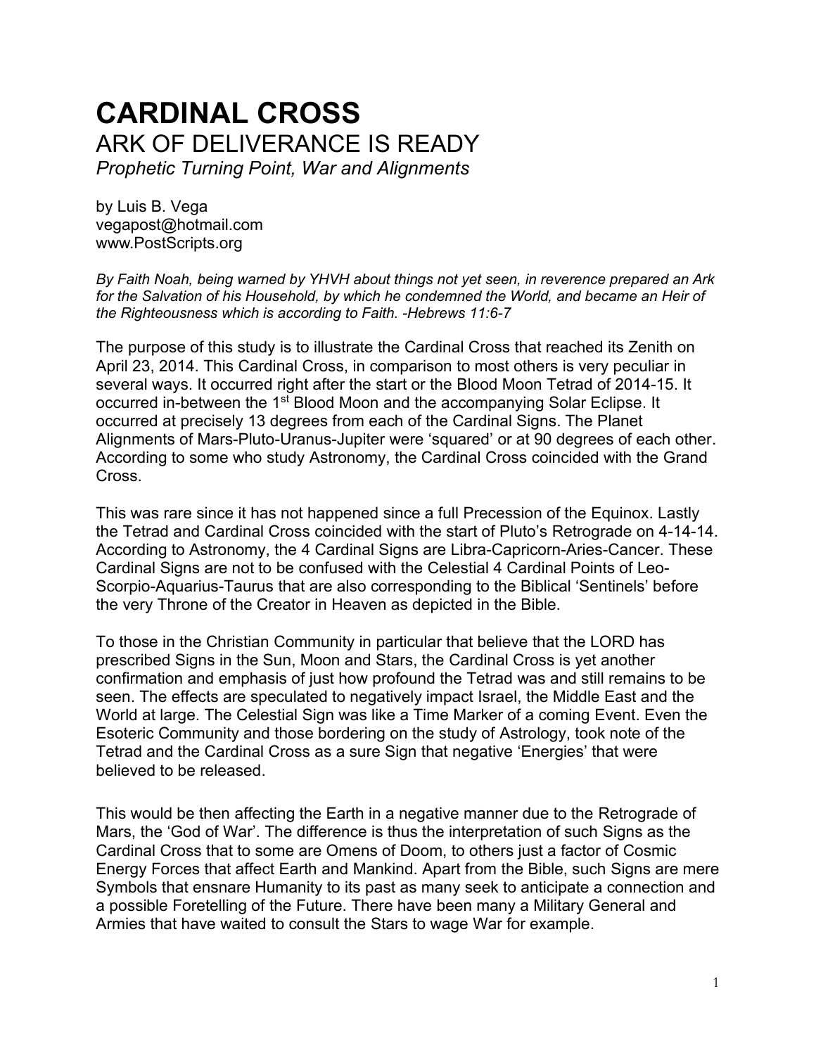# CARDINAL CROSS

## ARK OF DELIVERANCE IS READY

### *Prophetic Turning Point, War and Alignments*

by Luis B. Vega
vegapost@hotmail.com
www.PostScripts.org

*By Faith Noah, being warned by YHVH about things not yet seen, in reverence prepared an Ark for the Salvation of his Household, by which he condemned the World, and became an Heir of the Righteousness which is according to Faith. -Hebrews 11:6-7*

The purpose of this study is to illustrate the Cardinal Cross that reached its Zenith on April 23, 2014. This Cardinal Cross, in comparison to most others is very peculiar in several ways. It occurred right after the start or the Blood Moon Tetrad of 2014-15. It occurred in-between the 1st Blood Moon and the accompanying Solar Eclipse. It occurred at precisely 13 degrees from each of the Cardinal Signs. The Planet Alignments of Mars-Pluto-Uranus-Jupiter were 'squared' or at 90 degrees of each other. According to some who study Astronomy, the Cardinal Cross coincided with the Grand Cross.

This was rare since it has not happened since a full Precession of the Equinox. Lastly the Tetrad and Cardinal Cross coincided with the start of Pluto's Retrograde on 4-14-14. According to Astronomy, the 4 Cardinal Signs are Libra-Capricorn-Aries-Cancer. These Cardinal Signs are not to be confused with the Celestial 4 Cardinal Points of Leo-Scorpio-Aquarius-Taurus that are also corresponding to the Biblical 'Sentinels' before the very Throne of the Creator in Heaven as depicted in the Bible.

To those in the Christian Community in particular that believe that the LORD has prescribed Signs in the Sun, Moon and Stars, the Cardinal Cross is yet another confirmation and emphasis of just how profound the Tetrad was and still remains to be seen. The effects are speculated to negatively impact Israel, the Middle East and the World at large. The Celestial Sign was like a Time Marker of a coming Event. Even the Esoteric Community and those bordering on the study of Astrology, took note of the Tetrad and the Cardinal Cross as a sure Sign that negative 'Energies' that were believed to be released.

This would be then affecting the Earth in a negative manner due to the Retrograde of Mars, the 'God of War'. The difference is thus the interpretation of such Signs as the Cardinal Cross that to some are Omens of Doom, to others just a factor of Cosmic Energy Forces that affect Earth and Mankind. Apart from the Bible, such Signs are mere Symbols that ensnare Humanity to its past as many seek to anticipate a connection and a possible Foretelling of the Future. There have been many a Military General and Armies that have waited to consult the Stars to wage War for example.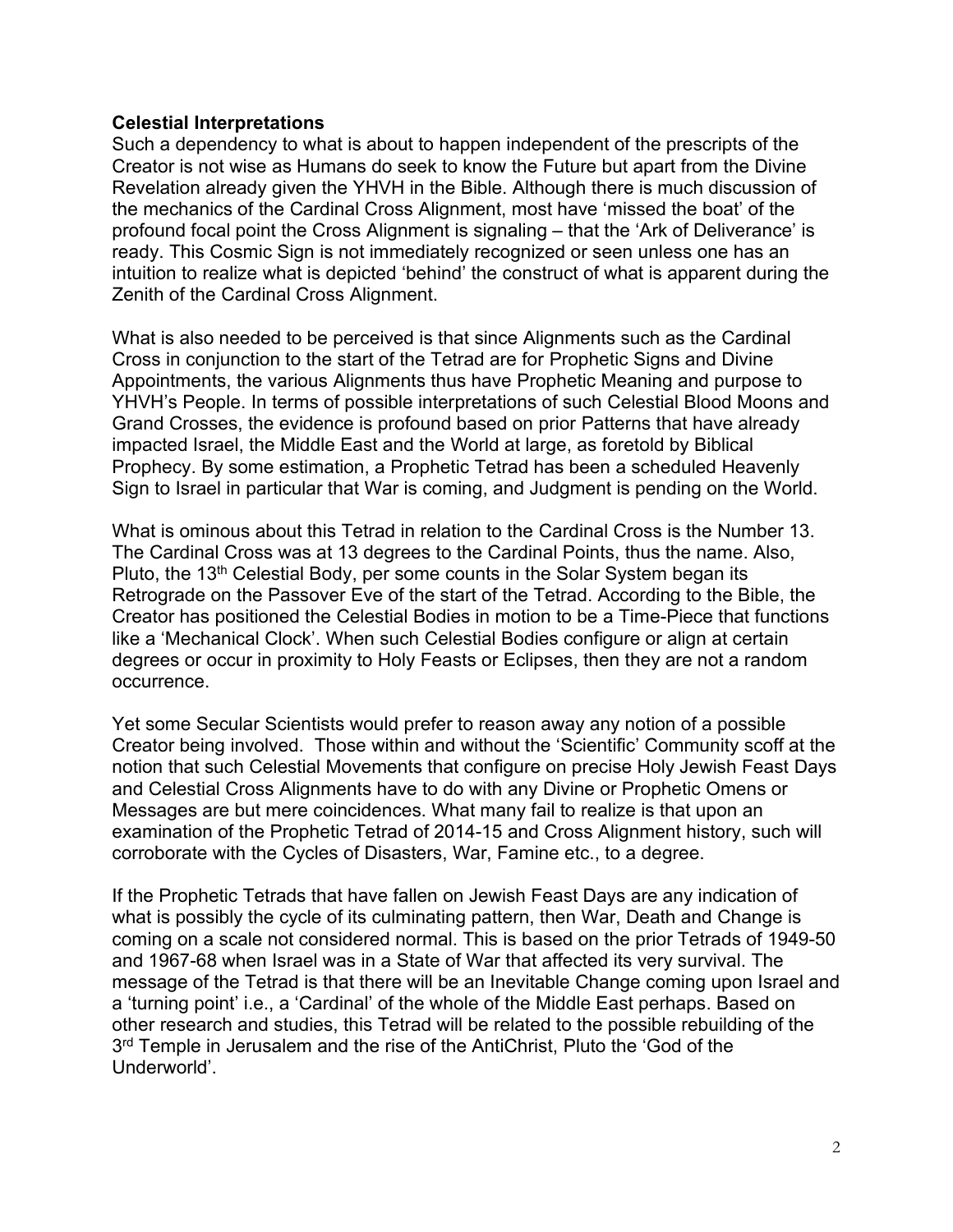**Celestial Interpretations**
Such a dependency to what is about to happen independent of the prescripts of the Creator is not wise as Humans do seek to know the Future but apart from the Divine Revelation already given the YHVH in the Bible. Although there is much discussion of the mechanics of the Cardinal Cross Alignment, most have 'missed the boat' of the profound focal point the Cross Alignment is signaling – that the 'Ark of Deliverance' is ready. This Cosmic Sign is not immediately recognized or seen unless one has an intuition to realize what is depicted 'behind' the construct of what is apparent during the Zenith of the Cardinal Cross Alignment.

What is also needed to be perceived is that since Alignments such as the Cardinal Cross in conjunction to the start of the Tetrad are for Prophetic Signs and Divine Appointments, the various Alignments thus have Prophetic Meaning and purpose to YHVH's People. In terms of possible interpretations of such Celestial Blood Moons and Grand Crosses, the evidence is profound based on prior Patterns that have already impacted Israel, the Middle East and the World at large, as foretold by Biblical Prophecy. By some estimation, a Prophetic Tetrad has been a scheduled Heavenly Sign to Israel in particular that War is coming, and Judgment is pending on the World.

What is ominous about this Tetrad in relation to the Cardinal Cross is the Number 13. The Cardinal Cross was at 13 degrees to the Cardinal Points, thus the name. Also, Pluto, the 13th Celestial Body, per some counts in the Solar System began its Retrograde on the Passover Eve of the start of the Tetrad. According to the Bible, the Creator has positioned the Celestial Bodies in motion to be a Time-Piece that functions like a 'Mechanical Clock'. When such Celestial Bodies configure or align at certain degrees or occur in proximity to Holy Feasts or Eclipses, then they are not a random occurrence.

Yet some Secular Scientists would prefer to reason away any notion of a possible Creator being involved. Those within and without the 'Scientific' Community scoff at the notion that such Celestial Movements that configure on precise Holy Jewish Feast Days and Celestial Cross Alignments have to do with any Divine or Prophetic Omens or Messages are but mere coincidences. What many fail to realize is that upon an examination of the Prophetic Tetrad of 2014-15 and Cross Alignment history, such will corroborate with the Cycles of Disasters, War, Famine etc., to a degree.

If the Prophetic Tetrads that have fallen on Jewish Feast Days are any indication of what is possibly the cycle of its culminating pattern, then War, Death and Change is coming on a scale not considered normal. This is based on the prior Tetrads of 1949-50 and 1967-68 when Israel was in a State of War that affected its very survival. The message of the Tetrad is that there will be an Inevitable Change coming upon Israel and a 'turning point' i.e., a 'Cardinal' of the whole of the Middle East perhaps. Based on other research and studies, this Tetrad will be related to the possible rebuilding of the 3rd Temple in Jerusalem and the rise of the AntiChrist, Pluto the 'God of the Underworld'.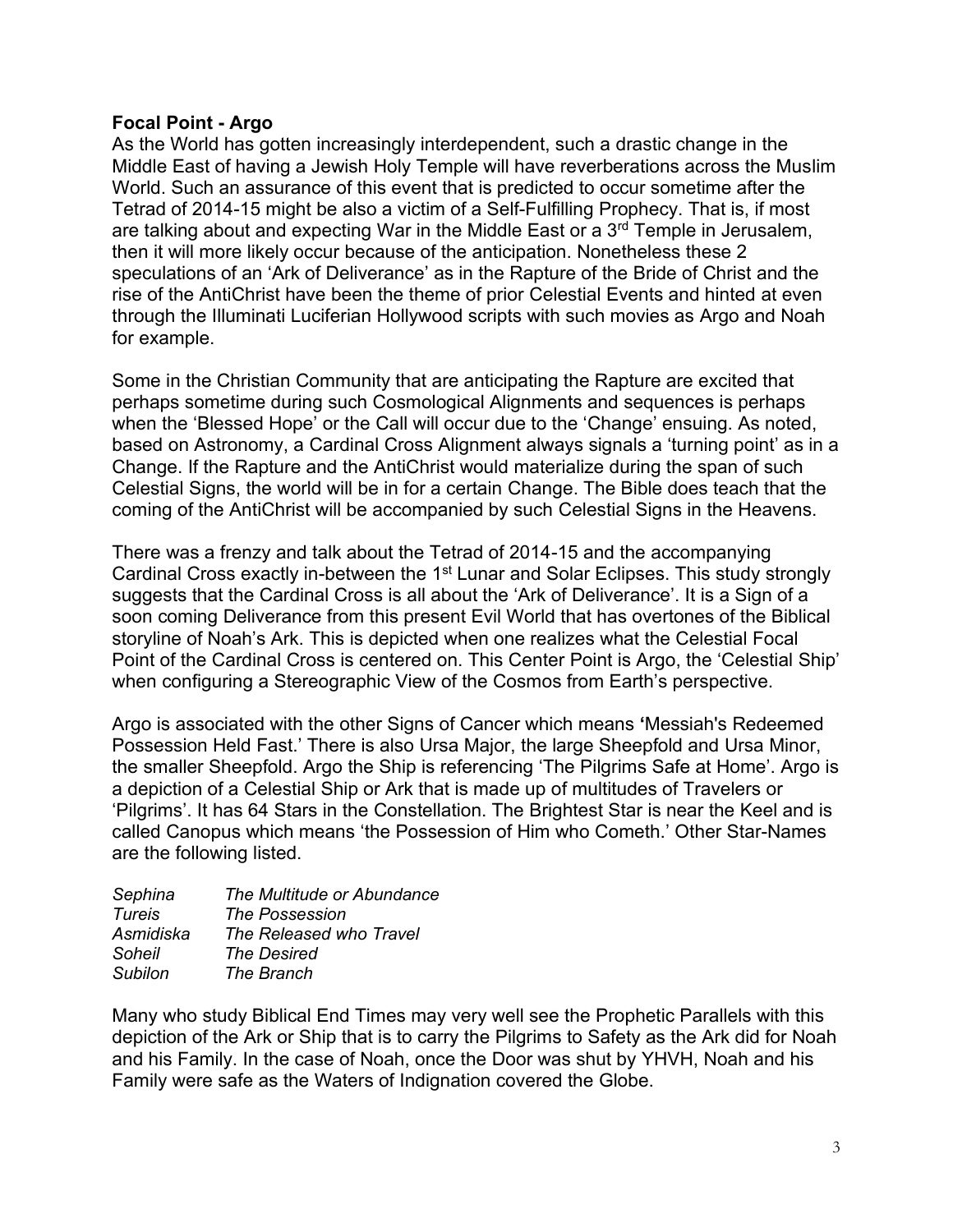**Focal Point - Argo**

As the World has gotten increasingly interdependent, such a drastic change in the Middle East of having a Jewish Holy Temple will have reverberations across the Muslim World. Such an assurance of this event that is predicted to occur sometime after the Tetrad of 2014-15 might be also a victim of a Self-Fulfilling Prophecy. That is, if most are talking about and expecting War in the Middle East or a 3rd Temple in Jerusalem, then it will more likely occur because of the anticipation. Nonetheless these 2 speculations of an 'Ark of Deliverance' as in the Rapture of the Bride of Christ and the rise of the AntiChrist have been the theme of prior Celestial Events and hinted at even through the Illuminati Luciferian Hollywood scripts with such movies as Argo and Noah for example.

Some in the Christian Community that are anticipating the Rapture are excited that perhaps sometime during such Cosmological Alignments and sequences is perhaps when the 'Blessed Hope' or the Call will occur due to the 'Change' ensuing. As noted, based on Astronomy, a Cardinal Cross Alignment always signals a 'turning point' as in a Change. If the Rapture and the AntiChrist would materialize during the span of such Celestial Signs, the world will be in for a certain Change. The Bible does teach that the coming of the AntiChrist will be accompanied by such Celestial Signs in the Heavens.

There was a frenzy and talk about the Tetrad of 2014-15 and the accompanying Cardinal Cross exactly in-between the 1st Lunar and Solar Eclipses. This study strongly suggests that the Cardinal Cross is all about the 'Ark of Deliverance'. It is a Sign of a soon coming Deliverance from this present Evil World that has overtones of the Biblical storyline of Noah's Ark. This is depicted when one realizes what the Celestial Focal Point of the Cardinal Cross is centered on. This Center Point is Argo, the 'Celestial Ship' when configuring a Stereographic View of the Cosmos from Earth's perspective.

Argo is associated with the other Signs of Cancer which means **'**Messiah's Redeemed Possession Held Fast.' There is also Ursa Major, the large Sheepfold and Ursa Minor, the smaller Sheepfold. Argo the Ship is referencing 'The Pilgrims Safe at Home'. Argo is a depiction of a Celestial Ship or Ark that is made up of multitudes of Travelers or 'Pilgrims'. It has 64 Stars in the Constellation. The Brightest Star is near the Keel and is called Canopus which means 'the Possession of Him who Cometh.' Other Star-Names are the following listed.

| | |
|---|---|
| *Sephina* | *The Multitude or Abundance* |
| *Tureis* | *The Possession* |
| *Asmidiska* | *The Released who Travel* |
| *Soheil* | *The Desired* |
| *Subilon* | *The Branch* |

Many who study Biblical End Times may very well see the Prophetic Parallels with this depiction of the Ark or Ship that is to carry the Pilgrims to Safety as the Ark did for Noah and his Family. In the case of Noah, once the Door was shut by YHVH, Noah and his Family were safe as the Waters of Indignation covered the Globe.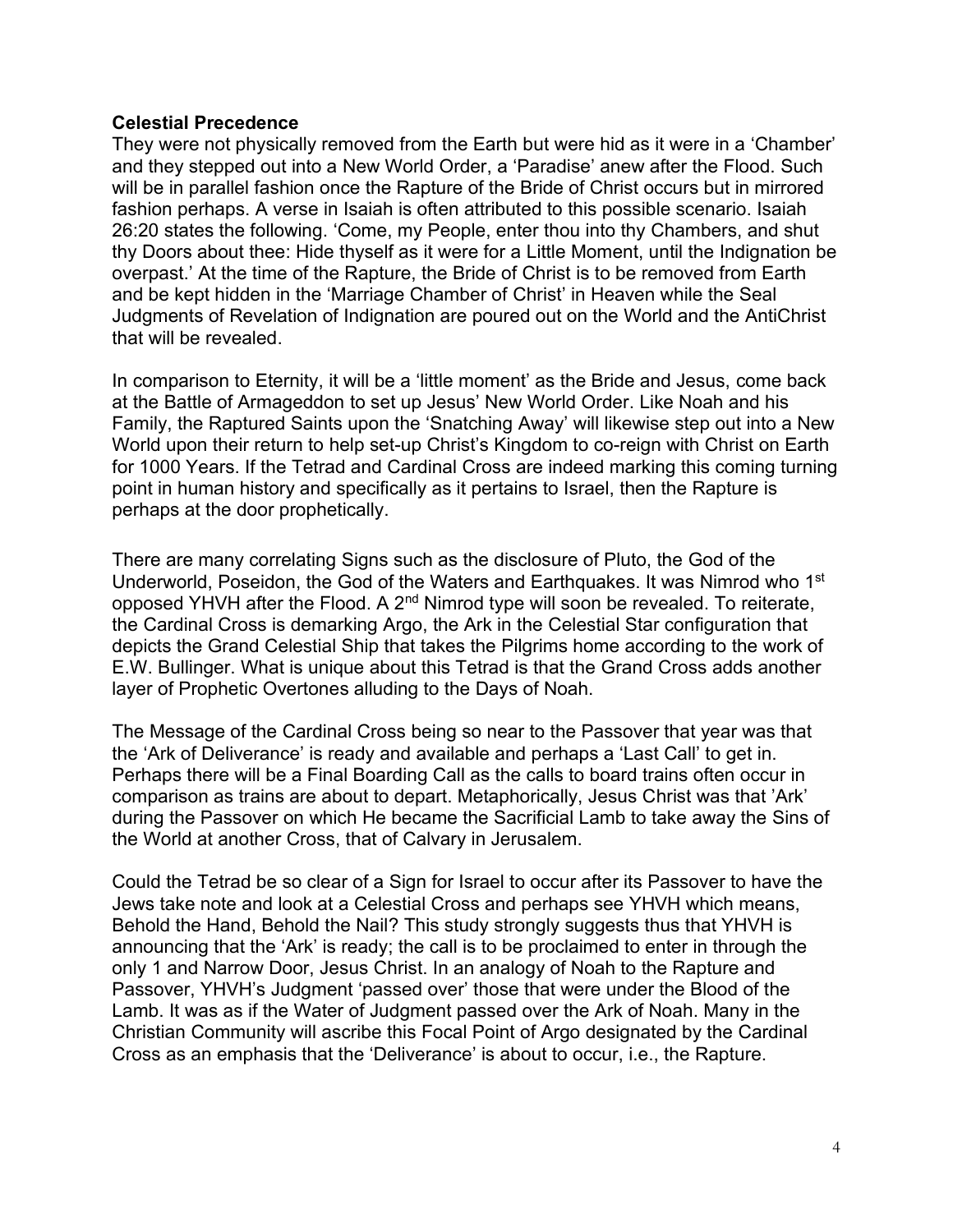**Celestial Precedence**

They were not physically removed from the Earth but were hid as it were in a 'Chamber' and they stepped out into a New World Order, a 'Paradise' anew after the Flood. Such will be in parallel fashion once the Rapture of the Bride of Christ occurs but in mirrored fashion perhaps. A verse in Isaiah is often attributed to this possible scenario. Isaiah 26:20 states the following. 'Come, my People, enter thou into thy Chambers, and shut thy Doors about thee: Hide thyself as it were for a Little Moment, until the Indignation be overpast.' At the time of the Rapture, the Bride of Christ is to be removed from Earth and be kept hidden in the 'Marriage Chamber of Christ' in Heaven while the Seal Judgments of Revelation of Indignation are poured out on the World and the AntiChrist that will be revealed.

In comparison to Eternity, it will be a 'little moment' as the Bride and Jesus, come back at the Battle of Armageddon to set up Jesus' New World Order. Like Noah and his Family, the Raptured Saints upon the 'Snatching Away' will likewise step out into a New World upon their return to help set-up Christ's Kingdom to co-reign with Christ on Earth for 1000 Years. If the Tetrad and Cardinal Cross are indeed marking this coming turning point in human history and specifically as it pertains to Israel, then the Rapture is perhaps at the door prophetically.

There are many correlating Signs such as the disclosure of Pluto, the God of the Underworld, Poseidon, the God of the Waters and Earthquakes. It was Nimrod who 1st opposed YHVH after the Flood. A 2nd Nimrod type will soon be revealed. To reiterate, the Cardinal Cross is demarking Argo, the Ark in the Celestial Star configuration that depicts the Grand Celestial Ship that takes the Pilgrims home according to the work of E.W. Bullinger. What is unique about this Tetrad is that the Grand Cross adds another layer of Prophetic Overtones alluding to the Days of Noah.

The Message of the Cardinal Cross being so near to the Passover that year was that the 'Ark of Deliverance' is ready and available and perhaps a 'Last Call' to get in. Perhaps there will be a Final Boarding Call as the calls to board trains often occur in comparison as trains are about to depart. Metaphorically, Jesus Christ was that 'Ark' during the Passover on which He became the Sacrificial Lamb to take away the Sins of the World at another Cross, that of Calvary in Jerusalem.

Could the Tetrad be so clear of a Sign for Israel to occur after its Passover to have the Jews take note and look at a Celestial Cross and perhaps see YHVH which means, Behold the Hand, Behold the Nail? This study strongly suggests thus that YHVH is announcing that the 'Ark' is ready; the call is to be proclaimed to enter in through the only 1 and Narrow Door, Jesus Christ. In an analogy of Noah to the Rapture and Passover, YHVH's Judgment 'passed over' those that were under the Blood of the Lamb. It was as if the Water of Judgment passed over the Ark of Noah. Many in the Christian Community will ascribe this Focal Point of Argo designated by the Cardinal Cross as an emphasis that the 'Deliverance' is about to occur, i.e., the Rapture.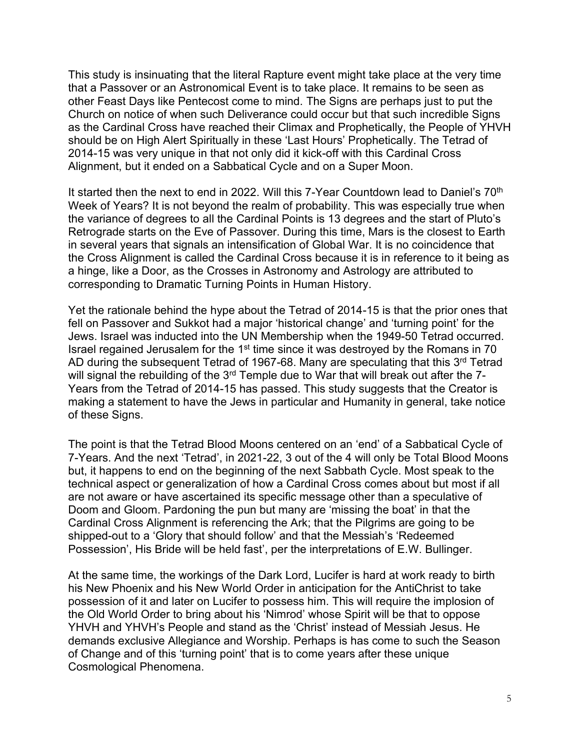This study is insinuating that the literal Rapture event might take place at the very time that a Passover or an Astronomical Event is to take place. It remains to be seen as other Feast Days like Pentecost come to mind. The Signs are perhaps just to put the Church on notice of when such Deliverance could occur but that such incredible Signs as the Cardinal Cross have reached their Climax and Prophetically, the People of YHVH should be on High Alert Spiritually in these 'Last Hours' Prophetically. The Tetrad of 2014-15 was very unique in that not only did it kick-off with this Cardinal Cross Alignment, but it ended on a Sabbatical Cycle and on a Super Moon.

It started then the next to end in 2022. Will this 7-Year Countdown lead to Daniel's 70th Week of Years? It is not beyond the realm of probability. This was especially true when the variance of degrees to all the Cardinal Points is 13 degrees and the start of Pluto's Retrograde starts on the Eve of Passover. During this time, Mars is the closest to Earth in several years that signals an intensification of Global War. It is no coincidence that the Cross Alignment is called the Cardinal Cross because it is in reference to it being as a hinge, like a Door, as the Crosses in Astronomy and Astrology are attributed to corresponding to Dramatic Turning Points in Human History.

Yet the rationale behind the hype about the Tetrad of 2014-15 is that the prior ones that fell on Passover and Sukkot had a major 'historical change' and 'turning point' for the Jews. Israel was inducted into the UN Membership when the 1949-50 Tetrad occurred. Israel regained Jerusalem for the 1st time since it was destroyed by the Romans in 70 AD during the subsequent Tetrad of 1967-68. Many are speculating that this 3rd Tetrad will signal the rebuilding of the 3rd Temple due to War that will break out after the 7-Years from the Tetrad of 2014-15 has passed. This study suggests that the Creator is making a statement to have the Jews in particular and Humanity in general, take notice of these Signs.

The point is that the Tetrad Blood Moons centered on an 'end' of a Sabbatical Cycle of 7-Years. And the next 'Tetrad', in 2021-22, 3 out of the 4 will only be Total Blood Moons but, it happens to end on the beginning of the next Sabbath Cycle. Most speak to the technical aspect or generalization of how a Cardinal Cross comes about but most if all are not aware or have ascertained its specific message other than a speculative of Doom and Gloom. Pardoning the pun but many are 'missing the boat' in that the Cardinal Cross Alignment is referencing the Ark; that the Pilgrims are going to be shipped-out to a 'Glory that should follow' and that the Messiah's 'Redeemed Possession', His Bride will be held fast', per the interpretations of E.W. Bullinger.

At the same time, the workings of the Dark Lord, Lucifer is hard at work ready to birth his New Phoenix and his New World Order in anticipation for the AntiChrist to take possession of it and later on Lucifer to possess him. This will require the implosion of the Old World Order to bring about his 'Nimrod' whose Spirit will be that to oppose YHVH and YHVH's People and stand as the 'Christ' instead of Messiah Jesus. He demands exclusive Allegiance and Worship. Perhaps is has come to such the Season of Change and of this 'turning point' that is to come years after these unique Cosmological Phenomena.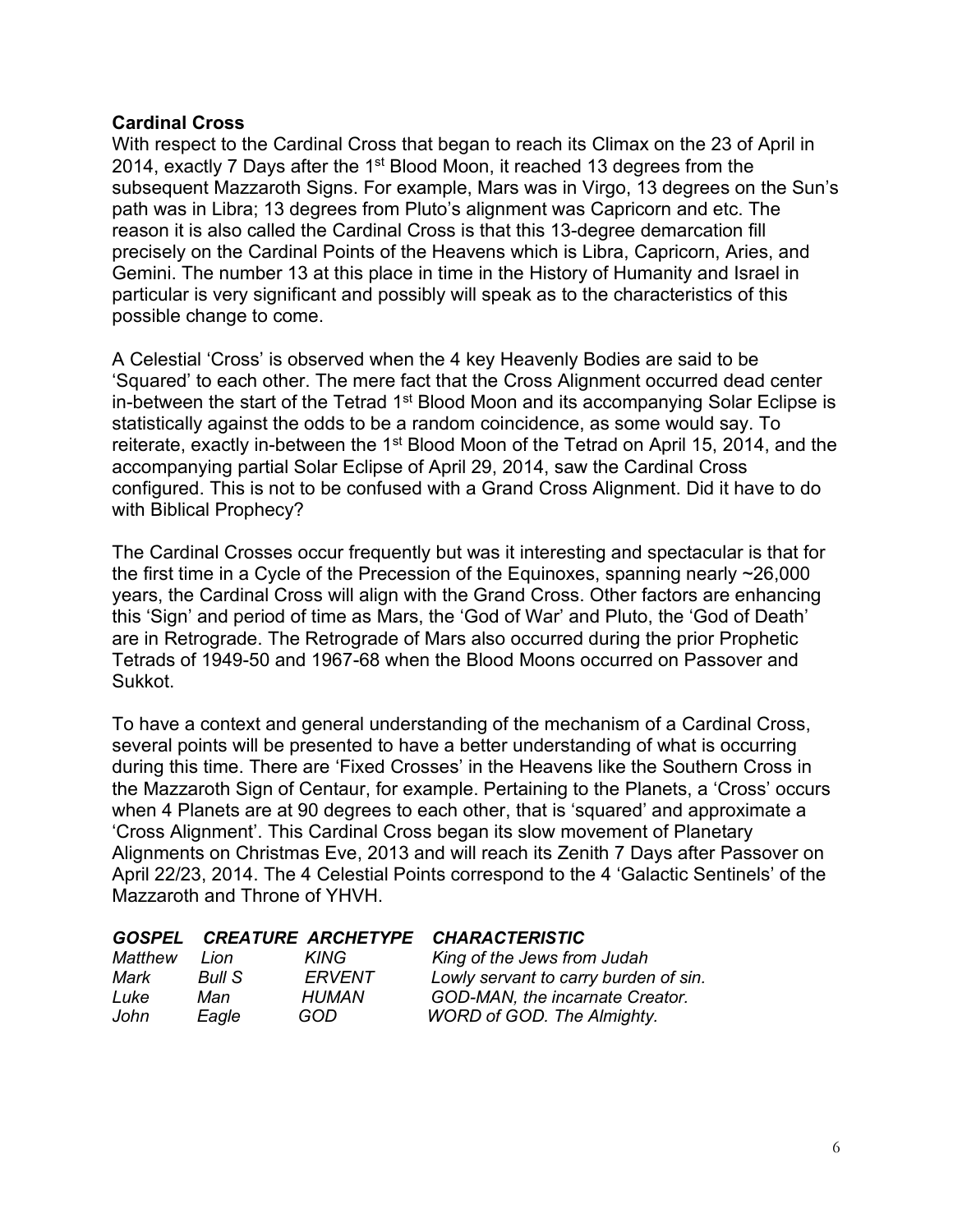**Cardinal Cross**

With respect to the Cardinal Cross that began to reach its Climax on the 23 of April in 2014, exactly 7 Days after the 1st Blood Moon, it reached 13 degrees from the subsequent Mazzaroth Signs. For example, Mars was in Virgo, 13 degrees on the Sun's path was in Libra; 13 degrees from Pluto's alignment was Capricorn and etc. The reason it is also called the Cardinal Cross is that this 13-degree demarcation fill precisely on the Cardinal Points of the Heavens which is Libra, Capricorn, Aries, and Gemini. The number 13 at this place in time in the History of Humanity and Israel in particular is very significant and possibly will speak as to the characteristics of this possible change to come.

A Celestial 'Cross' is observed when the 4 key Heavenly Bodies are said to be 'Squared' to each other. The mere fact that the Cross Alignment occurred dead center in-between the start of the Tetrad 1st Blood Moon and its accompanying Solar Eclipse is statistically against the odds to be a random coincidence, as some would say. To reiterate, exactly in-between the 1st Blood Moon of the Tetrad on April 15, 2014, and the accompanying partial Solar Eclipse of April 29, 2014, saw the Cardinal Cross configured. This is not to be confused with a Grand Cross Alignment. Did it have to do with Biblical Prophecy?

The Cardinal Crosses occur frequently but was it interesting and spectacular is that for the first time in a Cycle of the Precession of the Equinoxes, spanning nearly ~26,000 years, the Cardinal Cross will align with the Grand Cross. Other factors are enhancing this 'Sign' and period of time as Mars, the 'God of War' and Pluto, the 'God of Death' are in Retrograde. The Retrograde of Mars also occurred during the prior Prophetic Tetrads of 1949-50 and 1967-68 when the Blood Moons occurred on Passover and Sukkot.

To have a context and general understanding of the mechanism of a Cardinal Cross, several points will be presented to have a better understanding of what is occurring during this time. There are 'Fixed Crosses' in the Heavens like the Southern Cross in the Mazzaroth Sign of Centaur, for example. Pertaining to the Planets, a 'Cross' occurs when 4 Planets are at 90 degrees to each other, that is 'squared' and approximate a 'Cross Alignment'. This Cardinal Cross began its slow movement of Planetary Alignments on Christmas Eve, 2013 and will reach its Zenith 7 Days after Passover on April 22/23, 2014. The 4 Celestial Points correspond to the 4 'Galactic Sentinels' of the Mazzaroth and Throne of YHVH.

| ***GOSPEL*** | ***CREATURE*** | ***ARCHETYPE*** | ***CHARACTERISTIC*** |
|---|---|---|---|
| *Matthew* | *Lion* | *KING* | *King of the Jews from Judah* |
| *Mark* | *Bull S* | *ERVENT* | *Lowly servant to carry burden of sin.* |
| *Luke* | *Man* | *HUMAN* | *GOD-MAN, the incarnate Creator.* |
| *John* | *Eagle* | *GOD* | *WORD of GOD. The Almighty.* |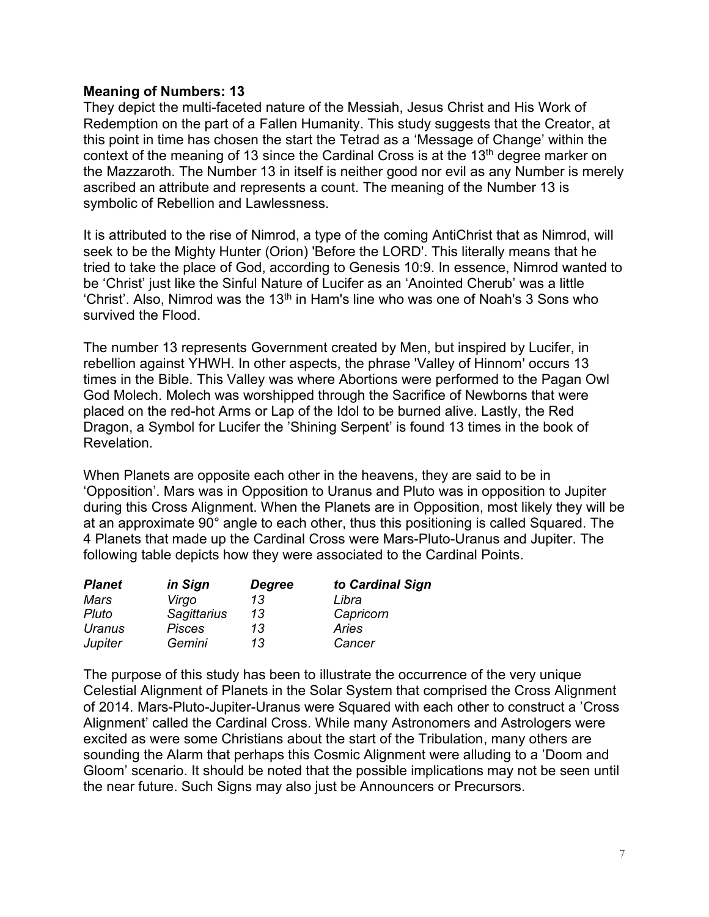**Meaning of Numbers: 13**

They depict the multi-faceted nature of the Messiah, Jesus Christ and His Work of Redemption on the part of a Fallen Humanity. This study suggests that the Creator, at this point in time has chosen the start the Tetrad as a 'Message of Change' within the context of the meaning of 13 since the Cardinal Cross is at the 13th degree marker on the Mazzaroth. The Number 13 in itself is neither good nor evil as any Number is merely ascribed an attribute and represents a count. The meaning of the Number 13 is symbolic of Rebellion and Lawlessness.

It is attributed to the rise of Nimrod, a type of the coming AntiChrist that as Nimrod, will seek to be the Mighty Hunter (Orion) 'Before the LORD'. This literally means that he tried to take the place of God, according to Genesis 10:9. In essence, Nimrod wanted to be 'Christ' just like the Sinful Nature of Lucifer as an 'Anointed Cherub' was a little 'Christ'. Also, Nimrod was the 13th in Ham's line who was one of Noah's 3 Sons who survived the Flood.

The number 13 represents Government created by Men, but inspired by Lucifer, in rebellion against YHWH. In other aspects, the phrase 'Valley of Hinnom' occurs 13 times in the Bible. This Valley was where Abortions were performed to the Pagan Owl God Molech. Molech was worshipped through the Sacrifice of Newborns that were placed on the red-hot Arms or Lap of the Idol to be burned alive. Lastly, the Red Dragon, a Symbol for Lucifer the 'Shining Serpent' is found 13 times in the book of Revelation.

When Planets are opposite each other in the heavens, they are said to be in 'Opposition'. Mars was in Opposition to Uranus and Pluto was in opposition to Jupiter during this Cross Alignment. When the Planets are in Opposition, most likely they will be at an approximate 90° angle to each other, thus this positioning is called Squared. The 4 Planets that made up the Cardinal Cross were Mars-Pluto-Uranus and Jupiter. The following table depicts how they were associated to the Cardinal Points.

| ***Planet*** | ***in Sign*** | ***Degree*** | ***to Cardinal Sign*** |
|---|---|---|---|
| *Mars* | *Virgo* | *13* | *Libra* |
| *Pluto* | *Sagittarius* | *13* | *Capricorn* |
| *Uranus* | *Pisces* | *13* | *Aries* |
| *Jupiter* | *Gemini* | *13* | *Cancer* |

The purpose of this study has been to illustrate the occurrence of the very unique Celestial Alignment of Planets in the Solar System that comprised the Cross Alignment of 2014. Mars-Pluto-Jupiter-Uranus were Squared with each other to construct a 'Cross Alignment' called the Cardinal Cross. While many Astronomers and Astrologers were excited as were some Christians about the start of the Tribulation, many others are sounding the Alarm that perhaps this Cosmic Alignment were alluding to a 'Doom and Gloom' scenario. It should be noted that the possible implications may not be seen until the near future. Such Signs may also just be Announcers or Precursors.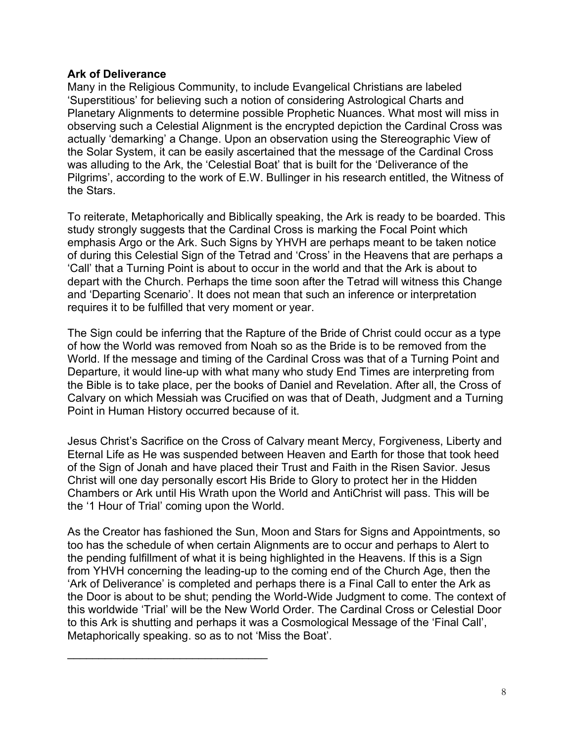**Ark of Deliverance**

Many in the Religious Community, to include Evangelical Christians are labeled 'Superstitious' for believing such a notion of considering Astrological Charts and Planetary Alignments to determine possible Prophetic Nuances. What most will miss in observing such a Celestial Alignment is the encrypted depiction the Cardinal Cross was actually 'demarking' a Change. Upon an observation using the Stereographic View of the Solar System, it can be easily ascertained that the message of the Cardinal Cross was alluding to the Ark, the 'Celestial Boat' that is built for the 'Deliverance of the Pilgrims', according to the work of E.W. Bullinger in his research entitled, the Witness of the Stars.

To reiterate, Metaphorically and Biblically speaking, the Ark is ready to be boarded. This study strongly suggests that the Cardinal Cross is marking the Focal Point which emphasis Argo or the Ark. Such Signs by YHVH are perhaps meant to be taken notice of during this Celestial Sign of the Tetrad and 'Cross' in the Heavens that are perhaps a 'Call' that a Turning Point is about to occur in the world and that the Ark is about to depart with the Church. Perhaps the time soon after the Tetrad will witness this Change and 'Departing Scenario'. It does not mean that such an inference or interpretation requires it to be fulfilled that very moment or year.

The Sign could be inferring that the Rapture of the Bride of Christ could occur as a type of how the World was removed from Noah so as the Bride is to be removed from the World. If the message and timing of the Cardinal Cross was that of a Turning Point and Departure, it would line-up with what many who study End Times are interpreting from the Bible is to take place, per the books of Daniel and Revelation. After all, the Cross of Calvary on which Messiah was Crucified on was that of Death, Judgment and a Turning Point in Human History occurred because of it.

Jesus Christ's Sacrifice on the Cross of Calvary meant Mercy, Forgiveness, Liberty and Eternal Life as He was suspended between Heaven and Earth for those that took heed of the Sign of Jonah and have placed their Trust and Faith in the Risen Savior. Jesus Christ will one day personally escort His Bride to Glory to protect her in the Hidden Chambers or Ark until His Wrath upon the World and AntiChrist will pass. This will be the '1 Hour of Trial' coming upon the World.

As the Creator has fashioned the Sun, Moon and Stars for Signs and Appointments, so too has the schedule of when certain Alignments are to occur and perhaps to Alert to the pending fulfillment of what it is being highlighted in the Heavens. If this is a Sign from YHVH concerning the leading-up to the coming end of the Church Age, then the 'Ark of Deliverance' is completed and perhaps there is a Final Call to enter the Ark as the Door is about to be shut; pending the World-Wide Judgment to come. The context of this worldwide 'Trial' will be the New World Order. The Cardinal Cross or Celestial Door to this Ark is shutting and perhaps it was a Cosmological Message of the 'Final Call', Metaphorically speaking. so as to not 'Miss the Boat'.

---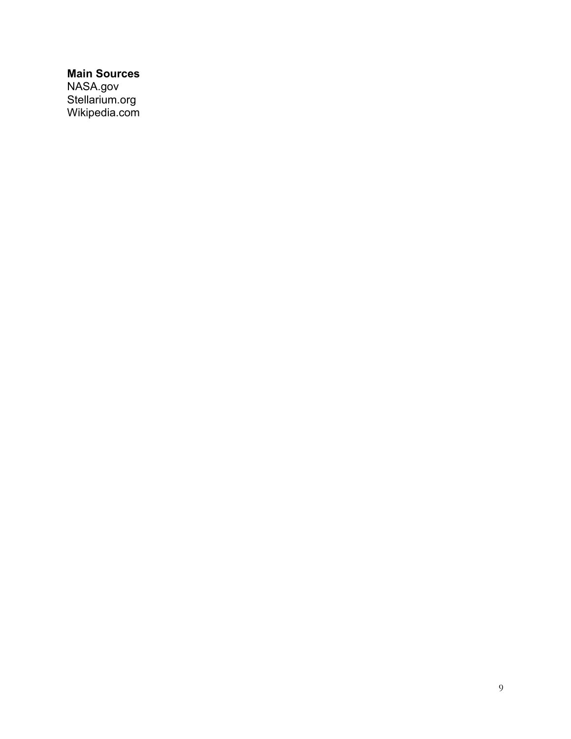**Main Sources**
NASA.gov
Stellarium.org
Wikipedia.com